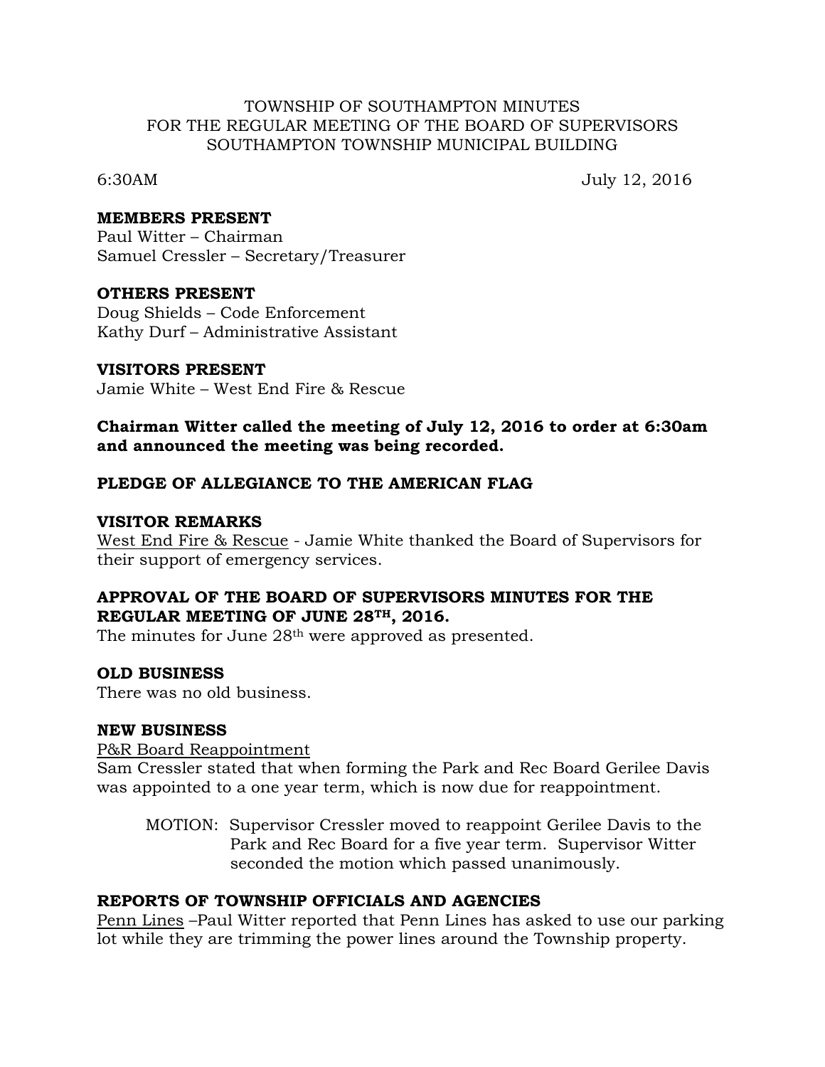TOWNSHIP OF SOUTHAMPTON MINUTES
FOR THE REGULAR MEETING OF THE BOARD OF SUPERVISORS
SOUTHAMPTON TOWNSHIP MUNICIPAL BUILDING

6:30AM July 12, 2016

**MEMBERS PRESENT**
Paul Witter – Chairman
Samuel Cressler – Secretary/Treasurer

**OTHERS PRESENT**
Doug Shields – Code Enforcement
Kathy Durf – Administrative Assistant

**VISITORS PRESENT**
Jamie White – West End Fire & Rescue

**Chairman Witter called the meeting of July 12, 2016 to order at 6:30am and announced the meeting was being recorded.**

**PLEDGE OF ALLEGIANCE TO THE AMERICAN FLAG**

**VISITOR REMARKS**
West End Fire & Rescue - Jamie White thanked the Board of Supervisors for their support of emergency services.

**APPROVAL OF THE BOARD OF SUPERVISORS MINUTES FOR THE REGULAR MEETING OF JUNE 28TH, 2016.**
The minutes for June 28th were approved as presented.

**OLD BUSINESS**
There was no old business.

**NEW BUSINESS**
P&R Board Reappointment
Sam Cressler stated that when forming the Park and Rec Board Gerilee Davis was appointed to a one year term, which is now due for reappointment.

> MOTION: Supervisor Cressler moved to reappoint Gerilee Davis to the Park and Rec Board for a five year term. Supervisor Witter seconded the motion which passed unanimously.

**REPORTS OF TOWNSHIP OFFICIALS AND AGENCIES**
Penn Lines –Paul Witter reported that Penn Lines has asked to use our parking lot while they are trimming the power lines around the Township property.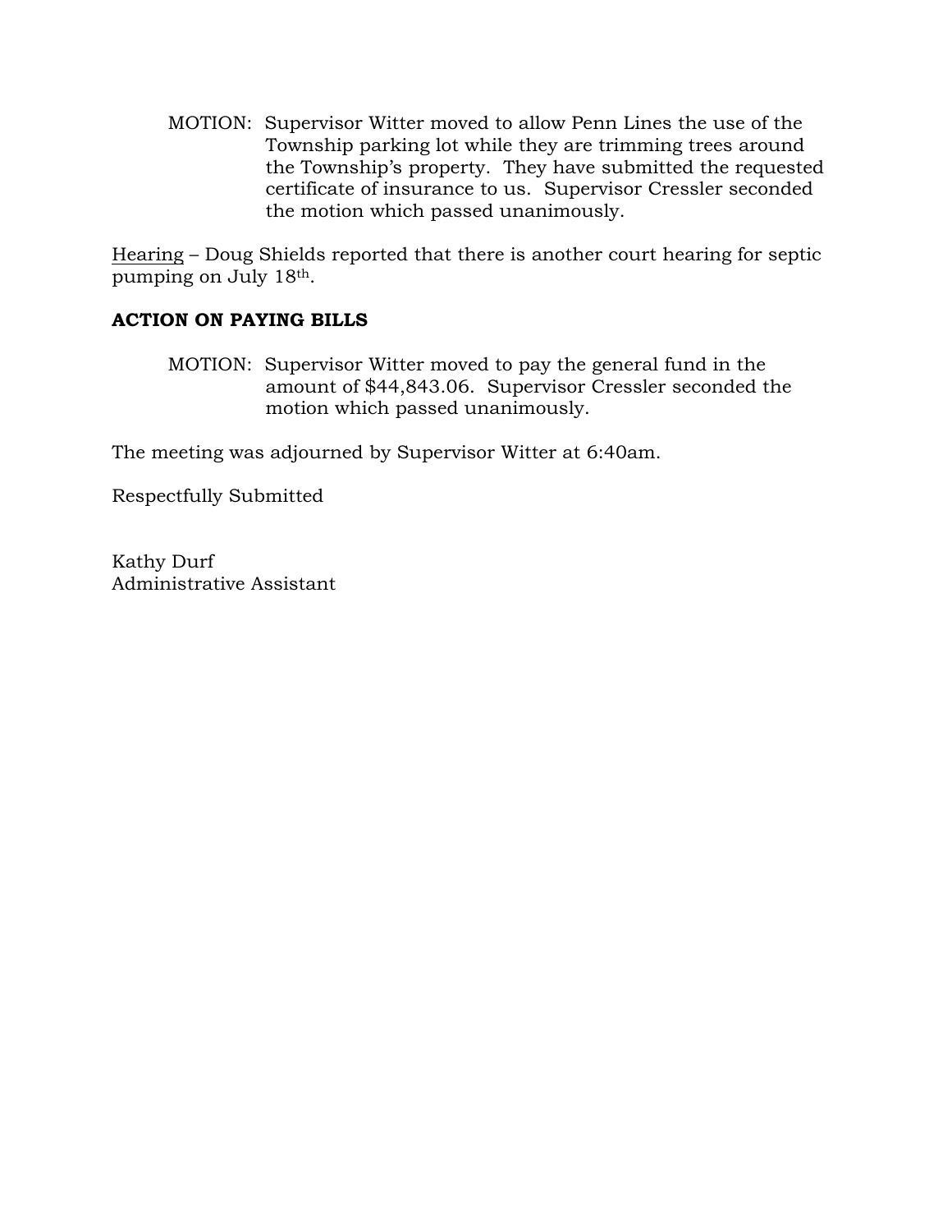MOTION: Supervisor Witter moved to allow Penn Lines the use of the Township parking lot while they are trimming trees around the Township's property. They have submitted the requested certificate of insurance to us. Supervisor Cressler seconded the motion which passed unanimously.

<u>Hearing</u> – Doug Shields reported that there is another court hearing for septic pumping on July 18th.

**ACTION ON PAYING BILLS**

MOTION: Supervisor Witter moved to pay the general fund in the amount of $44,843.06. Supervisor Cressler seconded the motion which passed unanimously.

The meeting was adjourned by Supervisor Witter at 6:40am.

Respectfully Submitted

Kathy Durf
Administrative Assistant